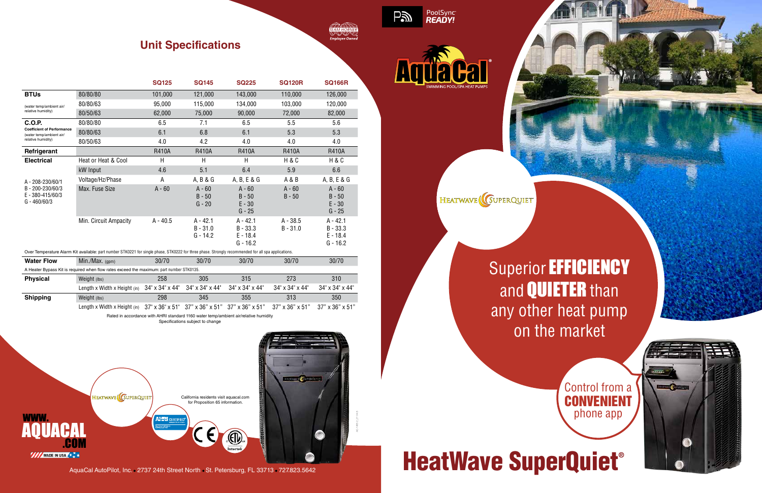## Unit Specifications

TEAM HORNER Employee Owned

| | | SQ125 | SQ145 | SQ225 | SQ120R | SQ166R |
|---|---|---|---|---|---|---|
| **BTUs** (water temp/ambient air/ relative humidity) | 80/80/80 | 101,000 | 121,000 | 143,000 | 110,000 | 126,000 |
| | 80/80/63 | 95,000 | 115,000 | 134,000 | 103,000 | 120,000 |
| | 80/50/63 | 62,000 | 75,000 | 90,000 | 72,000 | 82,000 |
| **C.O.P.** Coefficient of Performance (water temp/ambient air/ relative humidity) | 80/80/80 | 6.5 | 7.1 | 6.5 | 5.5 | 5.6 |
| | 80/80/63 | 6.1 | 6.8 | 6.1 | 5.3 | 5.3 |
| | 80/50/63 | 4.0 | 4.2 | 4.0 | 4.0 | 4.0 |
| **Refrigerant** | | R410A | R410A | R410A | R410A | R410A |
| **Electrical** | Heat or Heat & Cool | H | H | H | H & C | H & C |
| | kW Input | 4.6 | 5.1 | 6.4 | 5.9 | 6.6 |
| A - 208-230/60/1<br>B - 200-230/60/3<br>E - 380-415/60/3<br>G - 460/60/3 | Voltage/Hz/Phase | A | A, B & G | A, B, E & G | A & B | A, B, E & G |
| | Max. Fuse Size | A - 60 | A - 60<br>B - 50<br>G - 20 | A - 60<br>B - 50<br>E - 30<br>G - 25 | A - 60<br>B - 50 | A - 60<br>B - 50<br>E - 30<br>G - 25 |
| | Min. Circuit Ampacity | A - 40.5 | A - 42.1<br>B - 31.0<br>G - 14.2 | A - 42.1<br>B - 33.3<br>E - 18.4<br>G - 16.2 | A - 38.5<br>B - 31.0 | A - 42.1<br>B - 33.3<br>E - 18.4<br>G - 16.2 |
| Over Temperature Alarm Kit available: part number STK0221 for single phase, STK0222 for three phase. Strongly recommended for all spa applications. | | | | | | |
| **Water Flow** | Min./Max. (gpm) | 30/70 | 30/70 | 30/70 | 30/70 | 30/70 |
| A Heater Bypass Kit is required when flow rates exceed the maximum: part number STK0135. | | | | | | |
| **Physical** | Weight (lbs) | 258 | 305 | 315 | 273 | 310 |
| | Length x Width x Height (in) | 34" x 34" x 44" | 34" x 34" x 44" | 34" x 34" x 44" | 34" x 34" x 44" | 34" x 34" x 44" |
| **Shipping** | Weight (lbs) | 298 | 345 | 355 | 313 | 350 |
| | Length x Width x Height (in) | 37" x 36" x 51" | 37" x 36" x 51" | 37" x 36" x 51" | 37" x 36" x 51" | 37" x 36" x 51" |

Rated in accordance with AHRI standard 1160 water temp/ambient air/relative humidity
Specifications subject to change

HEATWAVE SUPERQUIET

California residents visit aquacal.com for Proposition 65 information.

WWW.AQUACAL.COM

MADE IN USA

AquaCal AutoPilot, Inc. • 2737 24th Street North • St. Petersburg, FL 33713 • 727.823.5642

PoolSync READY!

AquaCal® SWIMMING POOL/SPA HEAT PUMPS

HEATWAVE SUPERQUIET

Superior **EFFICIENCY** and **QUIETER** than any other heat pump on the market

Control from a **CONVENIENT** phone app

# HeatWave SuperQuiet®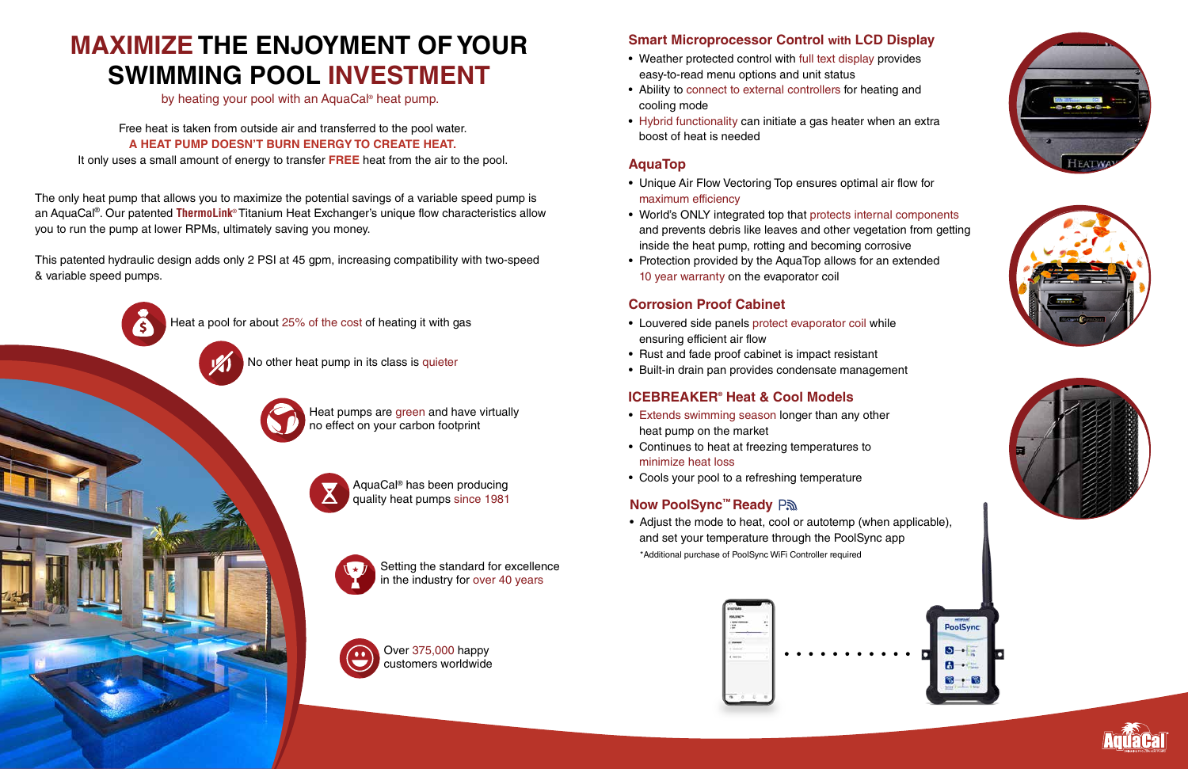# MAXIMIZE THE ENJOYMENT OF YOUR SWIMMING POOL INVESTMENT

by heating your pool with an AquaCal® heat pump.

Free heat is taken from outside air and transferred to the pool water.

**A HEAT PUMP DOESN'T BURN ENERGY TO CREATE HEAT.**

It only uses a small amount of energy to transfer **FREE** heat from the air to the pool.

The only heat pump that allows you to maximize the potential savings of a variable speed pump is an AquaCal®. Our patented **ThermoLink®** Titanium Heat Exchanger's unique flow characteristics allow you to run the pump at lower RPMs, ultimately saving you money.

This patented hydraulic design adds only 2 PSI at 45 gpm, increasing compatibility with two-speed & variable speed pumps.

- Heat a pool for about 25% of the cost of heating it with gas
- No other heat pump in its class is quieter
- Heat pumps are green and have virtually no effect on your carbon footprint
- AquaCal® has been producing quality heat pumps since 1981
- Setting the standard for excellence in the industry for over 40 years
- Over 375,000 happy customers worldwide

## Smart Microprocessor Control with LCD Display

- Weather protected control with full text display provides easy-to-read menu options and unit status
- Ability to connect to external controllers for heating and cooling mode
- Hybrid functionality can initiate a gas heater when an extra boost of heat is needed

## AquaTop

- Unique Air Flow Vectoring Top ensures optimal air flow for maximum efficiency
- World's ONLY integrated top that protects internal components and prevents debris like leaves and other vegetation from getting inside the heat pump, rotting and becoming corrosive
- Protection provided by the AquaTop allows for an extended 10 year warranty on the evaporator coil

## Corrosion Proof Cabinet

- Louvered side panels protect evaporator coil while ensuring efficient air flow
- Rust and fade proof cabinet is impact resistant
- Built-in drain pan provides condensate management

## ICEBREAKER® Heat & Cool Models

- Extends swimming season longer than any other heat pump on the market
- Continues to heat at freezing temperatures to minimize heat loss
- Cools your pool to a refreshing temperature

## Now PoolSync™ Ready

- Adjust the mode to heat, cool or autotemp (when applicable), and set your temperature through the PoolSync app

*Additional purchase of PoolSync WiFi Controller required